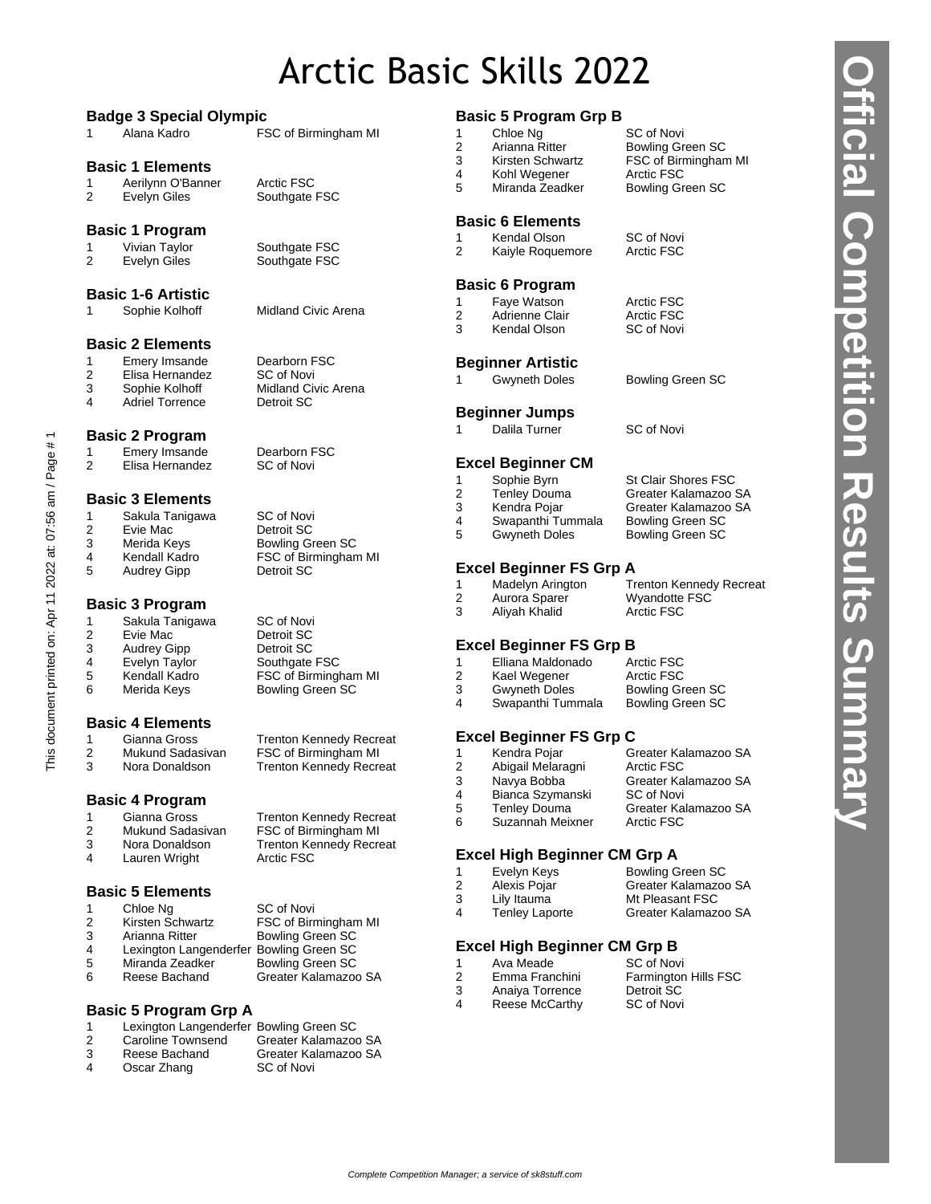# Arctic Basic Skills 2022

## Badge 3 Special Olympic

| | | |
|---|---|---|
| 1 | Alana Kadro | FSC of Birmingham MI |

## Basic 1 Elements

| | | |
|---|---|---|
| 1 | Aerilynn O'Banner | Arctic FSC |
| 2 | Evelyn Giles | Southgate FSC |

## Basic 1 Program

| | | |
|---|---|---|
| 1 | Vivian Taylor | Southgate FSC |
| 2 | Evelyn Giles | Southgate FSC |

## Basic 1-6 Artistic

| | | |
|---|---|---|
| 1 | Sophie Kolhoff | Midland Civic Arena |

## Basic 2 Elements

| | | |
|---|---|---|
| 1 | Emery Imsande | Dearborn FSC |
| 2 | Elisa Hernandez | SC of Novi |
| 3 | Sophie Kolhoff | Midland Civic Arena |
| 4 | Adriel Torrence | Detroit SC |

## Basic 2 Program

| | | |
|---|---|---|
| 1 | Emery Imsande | Dearborn FSC |
| 2 | Elisa Hernandez | SC of Novi |

## Basic 3 Elements

| | | |
|---|---|---|
| 1 | Sakula Tanigawa | SC of Novi |
| 2 | Evie Mac | Detroit SC |
| 3 | Merida Keys | Bowling Green SC |
| 4 | Kendall Kadro | FSC of Birmingham MI |
| 5 | Audrey Gipp | Detroit SC |

## Basic 3 Program

| | | |
|---|---|---|
| 1 | Sakula Tanigawa | SC of Novi |
| 2 | Evie Mac | Detroit SC |
| 3 | Audrey Gipp | Detroit SC |
| 4 | Evelyn Taylor | Southgate FSC |
| 5 | Kendall Kadro | FSC of Birmingham MI |
| 6 | Merida Keys | Bowling Green SC |

## Basic 4 Elements

| | | |
|---|---|---|
| 1 | Gianna Gross | Trenton Kennedy Recreat |
| 2 | Mukund Sadasivan | FSC of Birmingham MI |
| 3 | Nora Donaldson | Trenton Kennedy Recreat |

## Basic 4 Program

| | | |
|---|---|---|
| 1 | Gianna Gross | Trenton Kennedy Recreat |
| 2 | Mukund Sadasivan | FSC of Birmingham MI |
| 3 | Nora Donaldson | Trenton Kennedy Recreat |
| 4 | Lauren Wright | Arctic FSC |

## Basic 5 Elements

| | | |
|---|---|---|
| 1 | Chloe Ng | SC of Novi |
| 2 | Kirsten Schwartz | FSC of Birmingham MI |
| 3 | Arianna Ritter | Bowling Green SC |
| 4 | Lexington Langenderfer | Bowling Green SC |
| 5 | Miranda Zeadker | Bowling Green SC |
| 6 | Reese Bachand | Greater Kalamazoo SA |

## Basic 5 Program Grp A

| | | |
|---|---|---|
| 1 | Lexington Langenderfer | Bowling Green SC |
| 2 | Caroline Townsend | Greater Kalamazoo SA |
| 3 | Reese Bachand | Greater Kalamazoo SA |
| 4 | Oscar Zhang | SC of Novi |

## Basic 5 Program Grp B

| | | |
|---|---|---|
| 1 | Chloe Ng | SC of Novi |
| 2 | Arianna Ritter | Bowling Green SC |
| 3 | Kirsten Schwartz | FSC of Birmingham MI |
| 4 | Kohl Wegener | Arctic FSC |
| 5 | Miranda Zeadker | Bowling Green SC |

## Basic 6 Elements

| | | |
|---|---|---|
| 1 | Kendal Olson | SC of Novi |
| 2 | Kaiyle Roquemore | Arctic FSC |

## Basic 6 Program

| | | |
|---|---|---|
| 1 | Faye Watson | Arctic FSC |
| 2 | Adrienne Clair | Arctic FSC |
| 3 | Kendal Olson | SC of Novi |

## Beginner Artistic

| | | |
|---|---|---|
| 1 | Gwyneth Doles | Bowling Green SC |

## Beginner Jumps

| | | |
|---|---|---|
| 1 | Dalila Turner | SC of Novi |

## Excel Beginner CM

| | | |
|---|---|---|
| 1 | Sophie Byrn | St Clair Shores FSC |
| 2 | Tenley Douma | Greater Kalamazoo SA |
| 3 | Kendra Pojar | Greater Kalamazoo SA |
| 4 | Swapanthi Tummala | Bowling Green SC |
| 5 | Gwyneth Doles | Bowling Green SC |

## Excel Beginner FS Grp A

| | | |
|---|---|---|
| 1 | Madelyn Arington | Trenton Kennedy Recreat |
| 2 | Aurora Sparer | Wyandotte FSC |
| 3 | Aliyah Khalid | Arctic FSC |

## Excel Beginner FS Grp B

| | | |
|---|---|---|
| 1 | Elliana Maldonado | Arctic FSC |
| 2 | Kael Wegener | Arctic FSC |
| 3 | Gwyneth Doles | Bowling Green SC |
| 4 | Swapanthi Tummala | Bowling Green SC |

## Excel Beginner FS Grp C

| | | |
|---|---|---|
| 1 | Kendra Pojar | Greater Kalamazoo SA |
| 2 | Abigail Melaragni | Arctic FSC |
| 3 | Navya Bobba | Greater Kalamazoo SA |
| 4 | Bianca Szymanski | SC of Novi |
| 5 | Tenley Douma | Greater Kalamazoo SA |
| 6 | Suzannah Meixner | Arctic FSC |

## Excel High Beginner CM Grp A

| | | |
|---|---|---|
| 1 | Evelyn Keys | Bowling Green SC |
| 2 | Alexis Pojar | Greater Kalamazoo SA |
| 3 | Lily Itauma | Mt Pleasant FSC |
| 4 | Tenley Laporte | Greater Kalamazoo SA |

## Excel High Beginner CM Grp B

| | | |
|---|---|---|
| 1 | Ava Meade | SC of Novi |
| 2 | Emma Franchini | Farmington Hills FSC |
| 3 | Anaiya Torrence | Detroit SC |
| 4 | Reese McCarthy | SC of Novi |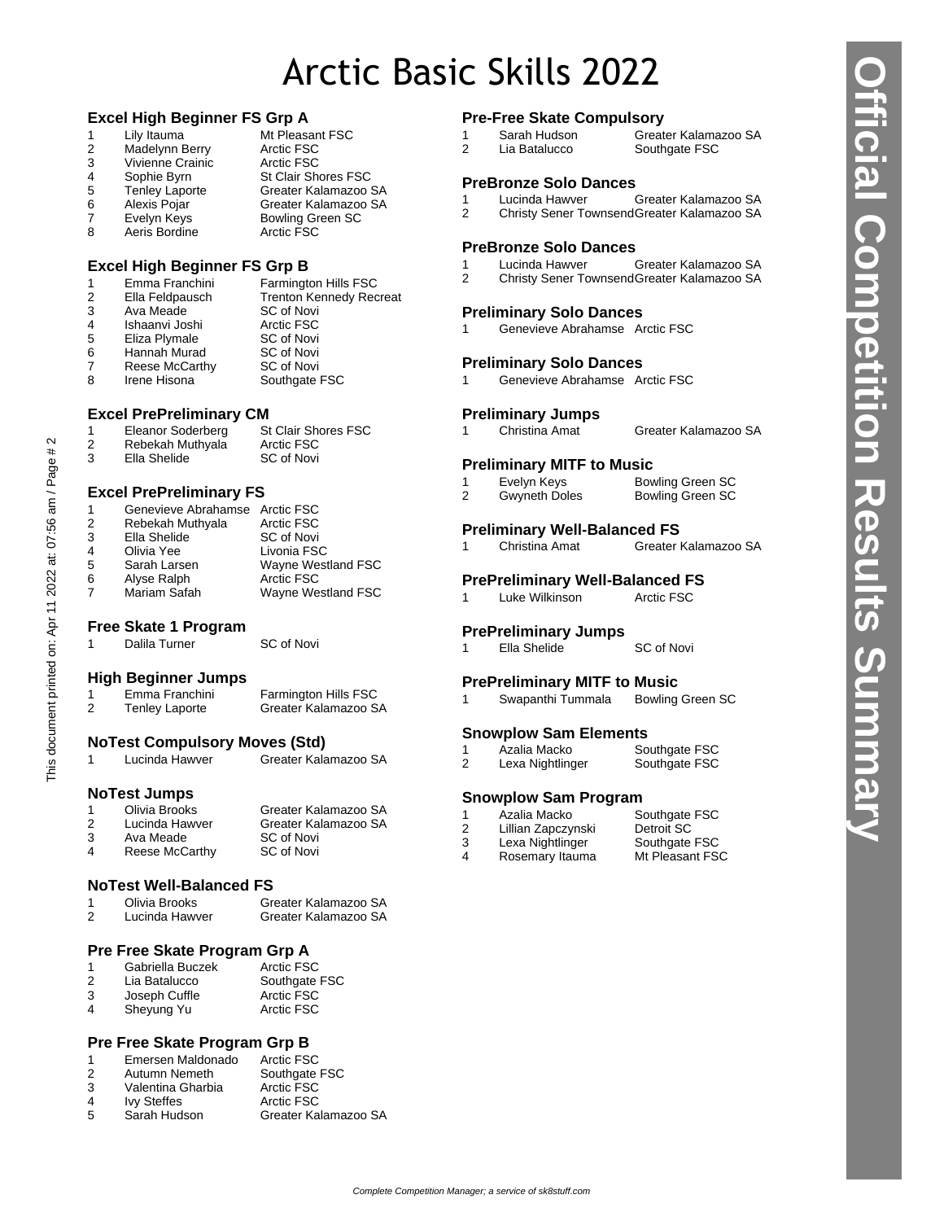# Arctic Basic Skills 2022

## Excel High Beginner FS Grp A

| | | |
|---|---|---|
| 1 | Lily Itauma | Mt Pleasant FSC |
| 2 | Madelynn Berry | Arctic FSC |
| 3 | Vivienne Crainic | Arctic FSC |
| 4 | Sophie Byrn | St Clair Shores FSC |
| 5 | Tenley Laporte | Greater Kalamazoo SA |
| 6 | Alexis Pojar | Greater Kalamazoo SA |
| 7 | Evelyn Keys | Bowling Green SC |
| 8 | Aeris Bordine | Arctic FSC |

## Excel High Beginner FS Grp B

| | | |
|---|---|---|
| 1 | Emma Franchini | Farmington Hills FSC |
| 2 | Ella Feldpausch | Trenton Kennedy Recreat |
| 3 | Ava Meade | SC of Novi |
| 4 | Ishaanvi Joshi | Arctic FSC |
| 5 | Eliza Plymale | SC of Novi |
| 6 | Hannah Murad | SC of Novi |
| 7 | Reese McCarthy | SC of Novi |
| 8 | Irene Hisona | Southgate FSC |

## Excel PrePreliminary CM

| | | |
|---|---|---|
| 1 | Eleanor Soderberg | St Clair Shores FSC |
| 2 | Rebekah Muthyala | Arctic FSC |
| 3 | Ella Shelide | SC of Novi |

## Excel PrePreliminary FS

| | | |
|---|---|---|
| 1 | Genevieve Abrahamse | Arctic FSC |
| 2 | Rebekah Muthyala | Arctic FSC |
| 3 | Ella Shelide | SC of Novi |
| 4 | Olivia Yee | Livonia FSC |
| 5 | Sarah Larsen | Wayne Westland FSC |
| 6 | Alyse Ralph | Arctic FSC |
| 7 | Mariam Safah | Wayne Westland FSC |

## Free Skate 1 Program

| | | |
|---|---|---|
| 1 | Dalila Turner | SC of Novi |

## High Beginner Jumps

| | | |
|---|---|---|
| 1 | Emma Franchini | Farmington Hills FSC |
| 2 | Tenley Laporte | Greater Kalamazoo SA |

## NoTest Compulsory Moves (Std)

| | | |
|---|---|---|
| 1 | Lucinda Hawver | Greater Kalamazoo SA |

## NoTest Jumps

| | | |
|---|---|---|
| 1 | Olivia Brooks | Greater Kalamazoo SA |
| 2 | Lucinda Hawver | Greater Kalamazoo SA |
| 3 | Ava Meade | SC of Novi |
| 4 | Reese McCarthy | SC of Novi |

## NoTest Well-Balanced FS

| | | |
|---|---|---|
| 1 | Olivia Brooks | Greater Kalamazoo SA |
| 2 | Lucinda Hawver | Greater Kalamazoo SA |

## Pre Free Skate Program Grp A

| | | |
|---|---|---|
| 1 | Gabriella Buczek | Arctic FSC |
| 2 | Lia Batalucco | Southgate FSC |
| 3 | Joseph Cuffle | Arctic FSC |
| 4 | Sheyung Yu | Arctic FSC |

## Pre Free Skate Program Grp B

| | | |
|---|---|---|
| 1 | Emersen Maldonado | Arctic FSC |
| 2 | Autumn Nemeth | Southgate FSC |
| 3 | Valentina Gharbia | Arctic FSC |
| 4 | Ivy Steffes | Arctic FSC |
| 5 | Sarah Hudson | Greater Kalamazoo SA |

## Pre-Free Skate Compulsory

| | | |
|---|---|---|
| 1 | Sarah Hudson | Greater Kalamazoo SA |
| 2 | Lia Batalucco | Southgate FSC |

## PreBronze Solo Dances

| | | |
|---|---|---|
| 1 | Lucinda Hawver | Greater Kalamazoo SA |
| 2 | Christy Sener Townsend | Greater Kalamazoo SA |

## PreBronze Solo Dances

| | | |
|---|---|---|
| 1 | Lucinda Hawver | Greater Kalamazoo SA |
| 2 | Christy Sener Townsend | Greater Kalamazoo SA |

## Preliminary Solo Dances

| | | |
|---|---|---|
| 1 | Genevieve Abrahamse | Arctic FSC |

## Preliminary Solo Dances

| | | |
|---|---|---|
| 1 | Genevieve Abrahamse | Arctic FSC |

## Preliminary Jumps

| | | |
|---|---|---|
| 1 | Christina Amat | Greater Kalamazoo SA |

## Preliminary MITF to Music

| | | |
|---|---|---|
| 1 | Evelyn Keys | Bowling Green SC |
| 2 | Gwyneth Doles | Bowling Green SC |

## Preliminary Well-Balanced FS

| | | |
|---|---|---|
| 1 | Christina Amat | Greater Kalamazoo SA |

## PrePreliminary Well-Balanced FS

| | | |
|---|---|---|
| 1 | Luke Wilkinson | Arctic FSC |

## PrePreliminary Jumps

| | | |
|---|---|---|
| 1 | Ella Shelide | SC of Novi |

## PrePreliminary MITF to Music

| | | |
|---|---|---|
| 1 | Swapanthi Tummala | Bowling Green SC |

## Snowplow Sam Elements

| | | |
|---|---|---|
| 1 | Azalia Macko | Southgate FSC |
| 2 | Lexa Nightlinger | Southgate FSC |

## Snowplow Sam Program

| | | |
|---|---|---|
| 1 | Azalia Macko | Southgate FSC |
| 2 | Lillian Zapczynski | Detroit SC |
| 3 | Lexa Nightlinger | Southgate FSC |
| 4 | Rosemary Itauma | Mt Pleasant FSC |